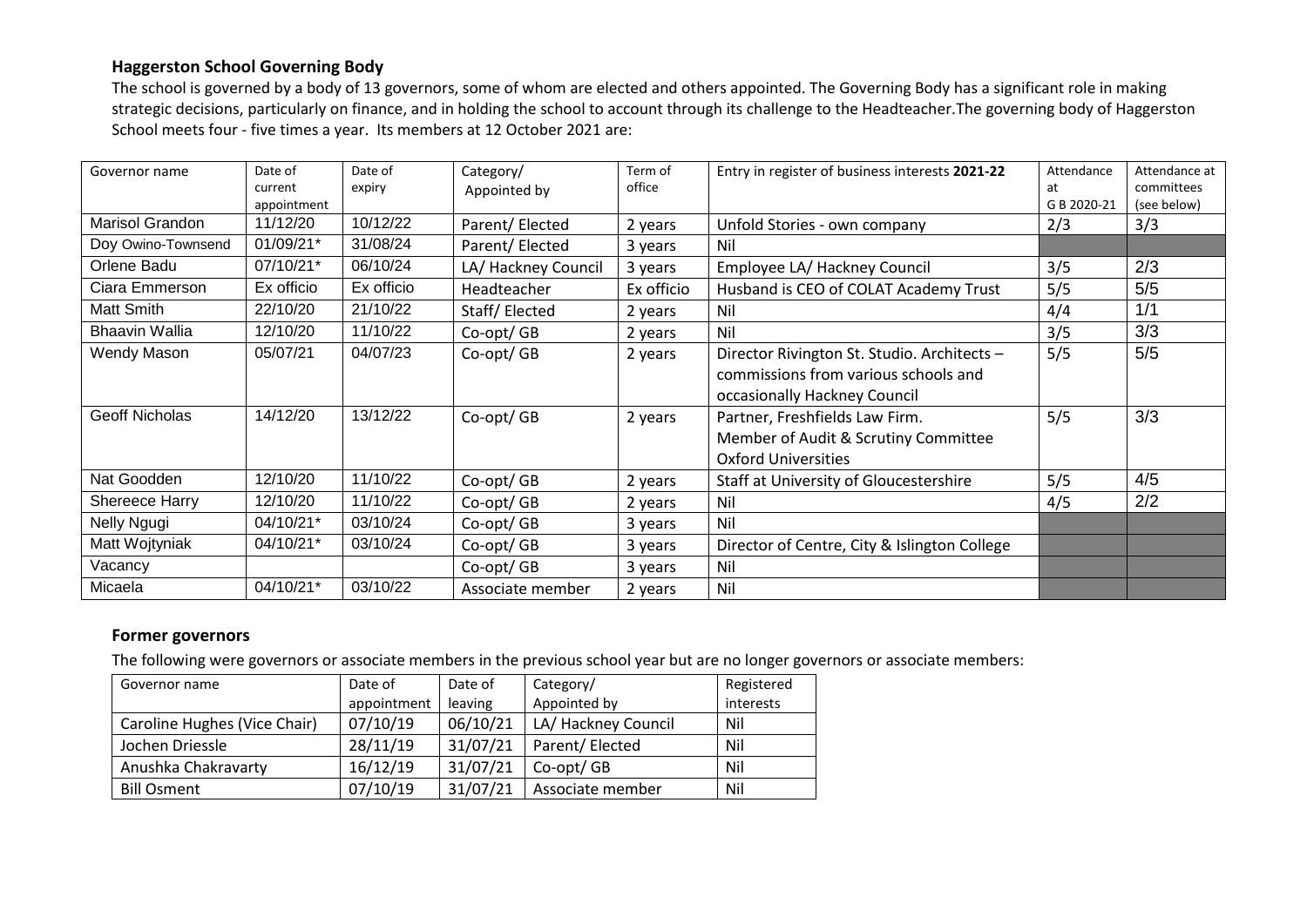### Haggerston School Governing Body

The school is governed by a body of 13 governors, some of whom are elected and others appointed. The Governing Body has a significant role in making strategic decisions, particularly on finance, and in holding the school to account through its challenge to the Headteacher.The governing body of Haggerston School meets four - five times a year. Its members at 12 October 2021 are:

| Governor name | Date of current appointment | Date of expiry | Category/ Appointed by | Term of office | Entry in register of business interests **2021-22** | Attendance at G B 2020-21 | Attendance at committees (see below) |
|---|---|---|---|---|---|---|---|
| Marisol Grandon | 11/12/20 | 10/12/22 | Parent/ Elected | 2 years | Unfold Stories - own company | 2/3 | 3/3 |
| Doy Owino-Townsend | 01/09/21* | 31/08/24 | Parent/ Elected | 3 years | Nil | | |
| Orlene Badu | 07/10/21* | 06/10/24 | LA/ Hackney Council | 3 years | Employee LA/ Hackney Council | 3/5 | 2/3 |
| Ciara Emmerson | Ex officio | Ex officio | Headteacher | Ex officio | Husband is CEO of COLAT Academy Trust | 5/5 | 5/5 |
| Matt Smith | 22/10/20 | 21/10/22 | Staff/ Elected | 2 years | Nil | 4/4 | 1/1 |
| Bhaavin Wallia | 12/10/20 | 11/10/22 | Co-opt/ GB | 2 years | Nil | 3/5 | 3/3 |
| Wendy Mason | 05/07/21 | 04/07/23 | Co-opt/ GB | 2 years | Director Rivington St. Studio. Architects – commissions from various schools and occasionally Hackney Council | 5/5 | 5/5 |
| Geoff Nicholas | 14/12/20 | 13/12/22 | Co-opt/ GB | 2 years | Partner, Freshfields Law Firm. Member of Audit & Scrutiny Committee Oxford Universities | 5/5 | 3/3 |
| Nat Goodden | 12/10/20 | 11/10/22 | Co-opt/ GB | 2 years | Staff at University of Gloucestershire | 5/5 | 4/5 |
| Shereece Harry | 12/10/20 | 11/10/22 | Co-opt/ GB | 2 years | Nil | 4/5 | 2/2 |
| Nelly Ngugi | 04/10/21* | 03/10/24 | Co-opt/ GB | 3 years | Nil | | |
| Matt Wojtyniak | 04/10/21* | 03/10/24 | Co-opt/ GB | 3 years | Director of Centre, City & Islington College | | |
| Vacancy | | | Co-opt/ GB | 3 years | Nil | | |
| Micaela | 04/10/21* | 03/10/22 | Associate member | 2 years | Nil | | |

### Former governors

The following were governors or associate members in the previous school year but are no longer governors or associate members:

| Governor name | Date of appointment | Date of leaving | Category/ Appointed by | Registered interests |
|---|---|---|---|---|
| Caroline Hughes (Vice Chair) | 07/10/19 | 06/10/21 | LA/ Hackney Council | Nil |
| Jochen Driessle | 28/11/19 | 31/07/21 | Parent/ Elected | Nil |
| Anushka Chakravarty | 16/12/19 | 31/07/21 | Co-opt/ GB | Nil |
| Bill Osment | 07/10/19 | 31/07/21 | Associate member | Nil |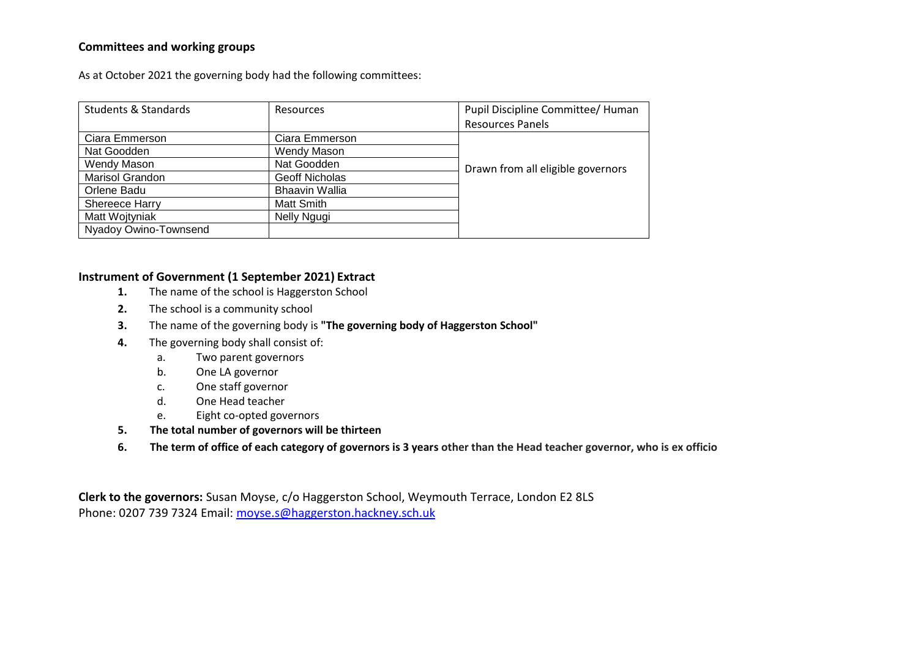### Committees and working groups

As at October 2021 the governing body had the following committees:

| Students & Standards | Resources | Pupil Discipline Committee/ Human Resources Panels |
|---|---|---|
| Ciara Emmerson | Ciara Emmerson | Drawn from all eligible governors |
| Nat Goodden | Wendy Mason | |
| Wendy Mason | Nat Goodden | |
| Marisol Grandon | Geoff Nicholas | |
| Orlene Badu | Bhaavin Wallia | |
| Shereece Harry | Matt Smith | |
| Matt Wojtyniak | Nelly Ngugi | |
| Nyadoy Owino-Townsend | | |

### Instrument of Government (1 September 2021) Extract

1. The name of the school is Haggerston School
2. The school is a community school
3. The name of the governing body is **"The governing body of Haggerston School"**
4. The governing body shall consist of:
   a. Two parent governors
   b. One LA governor
   c. One staff governor
   d. One Head teacher
   e. Eight co-opted governors
5. **The total number of governors will be thirteen**
6. **The term of office of each category of governors is 3 years other than the Head teacher governor, who is ex officio**

**Clerk to the governors:** Susan Moyse, c/o Haggerston School, Weymouth Terrace, London E2 8LS
Phone: 0207 739 7324 Email: moyse.s@haggerston.hackney.sch.uk